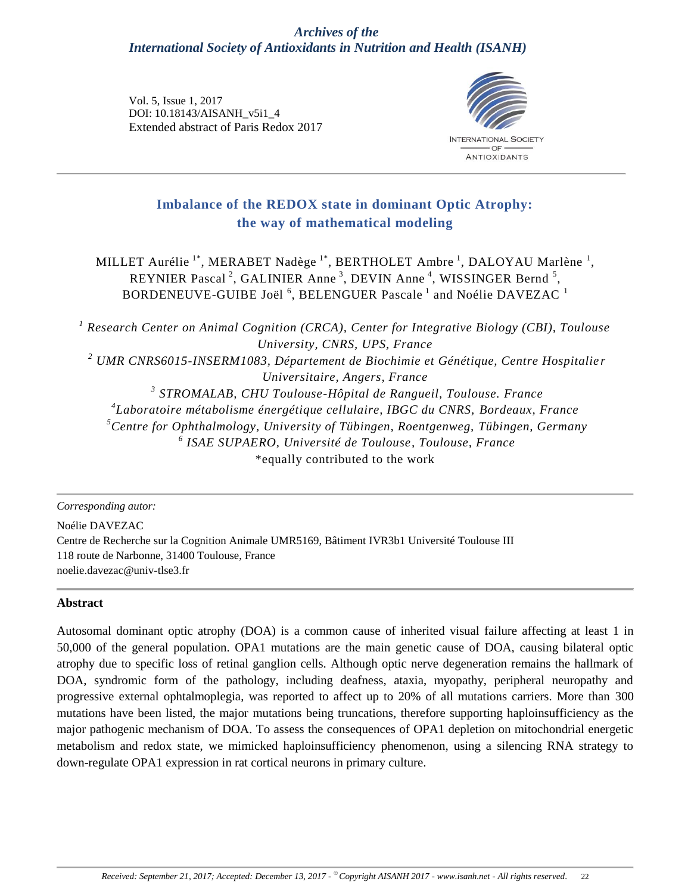# Imbalance of the REDOX state in dominant Optic Atrophy: the way of mathematical modeling

MILLET Aurélie [1*], MERABET Nadège [1*], BERTHOLET Ambre [1], DALOYAU Marlène [1], REYNIER Pascal [2], GALINIER Anne [3], DEVIN Anne [4], WISSINGER Bernd [5], BORDENEUVE-GUIBE Joël [6], BELENGUER Pascale [1] and Noélie DAVEZAC [1]

[1] *Research Center on Animal Cognition (CRCA), Center for Integrative Biology (CBI), Toulouse University, CNRS, UPS, France*
[2] *UMR CNRS6015-INSERM1083, Département de Biochimie et Génétique, Centre Hospitalier Universitaire, Angers, France*
[3] *STROMALAB, CHU Toulouse-Hôpital de Rangueil, Toulouse. France*
[4] *Laboratoire métabolisme énergétique cellulaire, IBGC du CNRS, Bordeaux, France*
[5] *Centre for Ophthalmology, University of Tübingen, Roentgenweg, Tübingen, Germany*
[6] *ISAE SUPAERO, Université de Toulouse, Toulouse, France*
*equally contributed to the work

*Corresponding autor:*

Noélie DAVEZAC
Centre de Recherche sur la Cognition Animale UMR5169, Bâtiment IVR3b1 Université Toulouse III
118 route de Narbonne, 31400 Toulouse, France
noelie.davezac@univ-tlse3.fr

## Abstract

Autosomal dominant optic atrophy (DOA) is a common cause of inherited visual failure affecting at least 1 in 50,000 of the general population. OPA1 mutations are the main genetic cause of DOA, causing bilateral optic atrophy due to specific loss of retinal ganglion cells. Although optic nerve degeneration remains the hallmark of DOA, syndromic form of the pathology, including deafness, ataxia, myopathy, peripheral neuropathy and progressive external ophtalmoplegia, was reported to affect up to 20% of all mutations carriers. More than 300 mutations have been listed, the major mutations being truncations, therefore supporting haploinsufficiency as the major pathogenic mechanism of DOA. To assess the consequences of OPA1 depletion on mitochondrial energetic metabolism and redox state, we mimicked haploinsufficiency phenomenon, using a silencing RNA strategy to down-regulate OPA1 expression in rat cortical neurons in primary culture.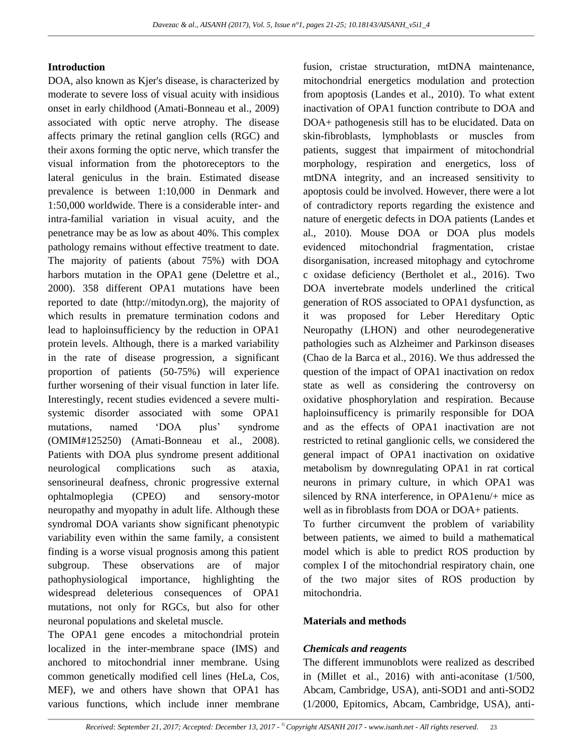## Introduction

DOA, also known as Kjer's disease, is characterized by moderate to severe loss of visual acuity with insidious onset in early childhood (Amati-Bonneau et al., 2009) associated with optic nerve atrophy. The disease affects primary the retinal ganglion cells (RGC) and their axons forming the optic nerve, which transfer the visual information from the photoreceptors to the lateral geniculus in the brain. Estimated disease prevalence is between 1:10,000 in Denmark and 1:50,000 worldwide. There is a considerable inter- and intra-familial variation in visual acuity, and the penetrance may be as low as about 40%. This complex pathology remains without effective treatment to date. The majority of patients (about 75%) with DOA harbors mutation in the OPA1 gene (Delettre et al., 2000). 358 different OPA1 mutations have been reported to date (http://mitodyn.org), the majority of which results in premature termination codons and lead to haploinsufficiency by the reduction in OPA1 protein levels. Although, there is a marked variability in the rate of disease progression, a significant proportion of patients (50-75%) will experience further worsening of their visual function in later life. Interestingly, recent studies evidenced a severe multi-systemic disorder associated with some OPA1 mutations, named 'DOA plus' syndrome (OMIM#125250) (Amati-Bonneau et al., 2008). Patients with DOA plus syndrome present additional neurological complications such as ataxia, sensorineural deafness, chronic progressive external ophtalmoplegia (CPEO) and sensory-motor neuropathy and myopathy in adult life. Although these syndromal DOA variants show significant phenotypic variability even within the same family, a consistent finding is a worse visual prognosis among this patient subgroup. These observations are of major pathophysiological importance, highlighting the widespread deleterious consequences of OPA1 mutations, not only for RGCs, but also for other neuronal populations and skeletal muscle.

The OPA1 gene encodes a mitochondrial protein localized in the inter-membrane space (IMS) and anchored to mitochondrial inner membrane. Using common genetically modified cell lines (HeLa, Cos, MEF), we and others have shown that OPA1 has various functions, which include inner membrane fusion, cristae structuration, mtDNA maintenance, mitochondrial energetics modulation and protection from apoptosis (Landes et al., 2010). To what extent inactivation of OPA1 function contribute to DOA and DOA+ pathogenesis still has to be elucidated. Data on skin-fibroblasts, lymphoblasts or muscles from patients, suggest that impairment of mitochondrial morphology, respiration and energetics, loss of mtDNA integrity, and an increased sensitivity to apoptosis could be involved. However, there were a lot of contradictory reports regarding the existence and nature of energetic defects in DOA patients (Landes et al., 2010). Mouse DOA or DOA plus models evidenced mitochondrial fragmentation, cristae disorganisation, increased mitophagy and cytochrome c oxidase deficiency (Bertholet et al., 2016). Two DOA invertebrate models underlined the critical generation of ROS associated to OPA1 dysfunction, as it was proposed for Leber Hereditary Optic Neuropathy (LHON) and other neurodegenerative pathologies such as Alzheimer and Parkinson diseases (Chao de la Barca et al., 2016). We thus addressed the question of the impact of OPA1 inactivation on redox state as well as considering the controversy on oxidative phosphorylation and respiration. Because haploinsufficency is primarily responsible for DOA and as the effects of OPA1 inactivation are not restricted to retinal ganglionic cells, we considered the general impact of OPA1 inactivation on oxidative metabolism by downregulating OPA1 in rat cortical neurons in primary culture, in which OPA1 was silenced by RNA interference, in OPA1enu/+ mice as well as in fibroblasts from DOA or DOA+ patients.

To further circumvent the problem of variability between patients, we aimed to build a mathematical model which is able to predict ROS production by complex I of the mitochondrial respiratory chain, one of the two major sites of ROS production by mitochondria.

## Materials and methods

### *Chemicals and reagents*

The different immunoblots were realized as described in (Millet et al., 2016) with anti-aconitase (1/500, Abcam, Cambridge, USA), anti-SOD1 and anti-SOD2 (1/2000, Epitomics, Abcam, Cambridge, USA), anti-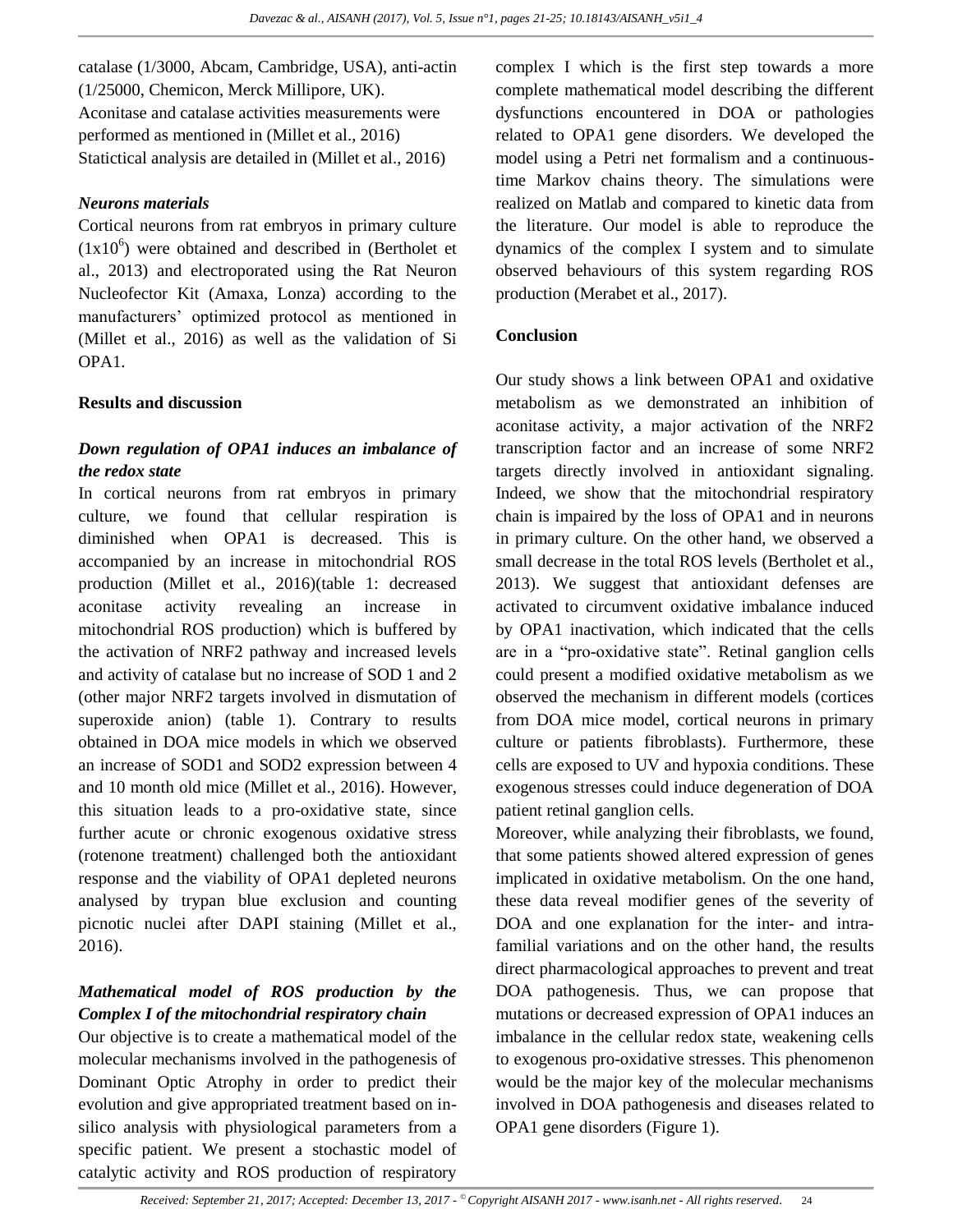catalase (1/3000, Abcam, Cambridge, USA), anti-actin (1/25000, Chemicon, Merck Millipore, UK).
Aconitase and catalase activities measurements were performed as mentioned in (Millet et al., 2016)
Statictical analysis are detailed in (Millet et al., 2016)

### *Neurons materials*

Cortical neurons from rat embryos in primary culture ($1x10^6$) were obtained and described in (Bertholet et al., 2013) and electroporated using the Rat Neuron Nucleofector Kit (Amaxa, Lonza) according to the manufacturers' optimized protocol as mentioned in (Millet et al., 2016) as well as the validation of Si OPA1.

## Results and discussion

### *Down regulation of OPA1 induces an imbalance of the redox state*

In cortical neurons from rat embryos in primary culture, we found that cellular respiration is diminished when OPA1 is decreased. This is accompanied by an increase in mitochondrial ROS production (Millet et al., 2016)(table 1: decreased aconitase activity revealing an increase in mitochondrial ROS production) which is buffered by the activation of NRF2 pathway and increased levels and activity of catalase but no increase of SOD 1 and 2 (other major NRF2 targets involved in dismutation of superoxide anion) (table 1). Contrary to results obtained in DOA mice models in which we observed an increase of SOD1 and SOD2 expression between 4 and 10 month old mice (Millet et al., 2016). However, this situation leads to a pro-oxidative state, since further acute or chronic exogenous oxidative stress (rotenone treatment) challenged both the antioxidant response and the viability of OPA1 depleted neurons analysed by trypan blue exclusion and counting picnotic nuclei after DAPI staining (Millet et al., 2016).

### *Mathematical model of ROS production by the Complex I of the mitochondrial respiratory chain*

Our objective is to create a mathematical model of the molecular mechanisms involved in the pathogenesis of Dominant Optic Atrophy in order to predict their evolution and give appropriated treatment based on in-silico analysis with physiological parameters from a specific patient. We present a stochastic model of catalytic activity and ROS production of respiratory complex I which is the first step towards a more complete mathematical model describing the different dysfunctions encountered in DOA or pathologies related to OPA1 gene disorders. We developed the model using a Petri net formalism and a continuous-time Markov chains theory. The simulations were realized on Matlab and compared to kinetic data from the literature. Our model is able to reproduce the dynamics of the complex I system and to simulate observed behaviours of this system regarding ROS production (Merabet et al., 2017).

## Conclusion

Our study shows a link between OPA1 and oxidative metabolism as we demonstrated an inhibition of aconitase activity, a major activation of the NRF2 transcription factor and an increase of some NRF2 targets directly involved in antioxidant signaling. Indeed, we show that the mitochondrial respiratory chain is impaired by the loss of OPA1 and in neurons in primary culture. On the other hand, we observed a small decrease in the total ROS levels (Bertholet et al., 2013). We suggest that antioxidant defenses are activated to circumvent oxidative imbalance induced by OPA1 inactivation, which indicated that the cells are in a "pro-oxidative state". Retinal ganglion cells could present a modified oxidative metabolism as we observed the mechanism in different models (cortices from DOA mice model, cortical neurons in primary culture or patients fibroblasts). Furthermore, these cells are exposed to UV and hypoxia conditions. These exogenous stresses could induce degeneration of DOA patient retinal ganglion cells.

Moreover, while analyzing their fibroblasts, we found, that some patients showed altered expression of genes implicated in oxidative metabolism. On the one hand, these data reveal modifier genes of the severity of DOA and one explanation for the inter- and intra-familial variations and on the other hand, the results direct pharmacological approaches to prevent and treat DOA pathogenesis. Thus, we can propose that mutations or decreased expression of OPA1 induces an imbalance in the cellular redox state, weakening cells to exogenous pro-oxidative stresses. This phenomenon would be the major key of the molecular mechanisms involved in DOA pathogenesis and diseases related to OPA1 gene disorders (Figure 1).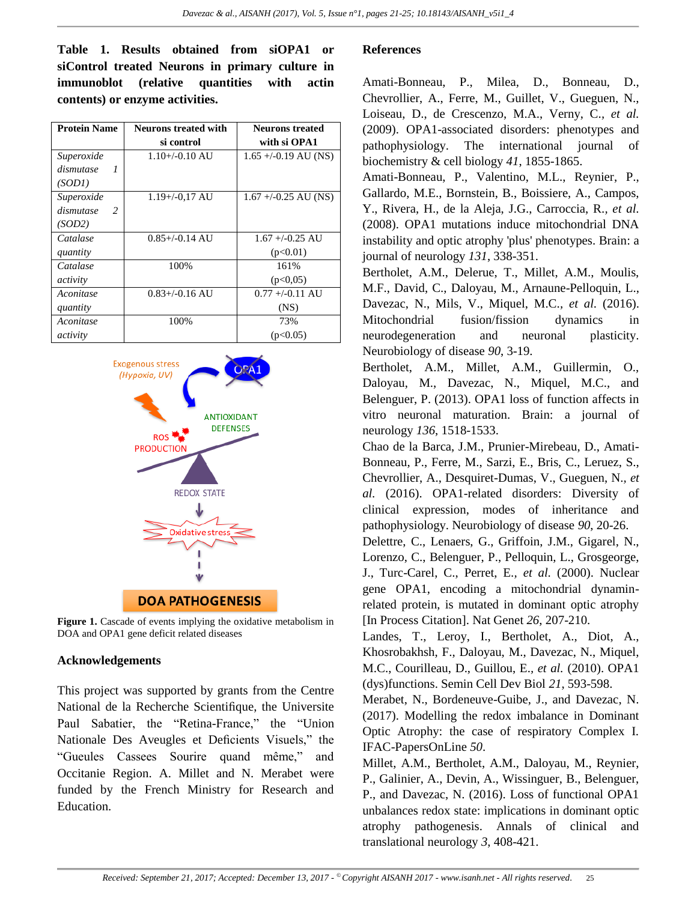**Table 1. Results obtained from siOPA1 or siControl treated Neurons in primary culture in immunoblot (relative quantities with actin contents) or enzyme activities.**

| Protein Name | Neurons treated with si control | Neurons treated with si OPA1 |
|---|---|---|
| *Superoxide dismutase 1 (SOD1)* | 1.10+/-0.10 AU | 1.65 +/-0.19 AU (NS) |
| *Superoxide dismutase 2 (SOD2)* | 1.19+/-0,17 AU | 1.67 +/-0.25 AU (NS) |
| *Catalase quantity* | 0.85+/-0.14 AU | 1.67 +/-0.25 AU ($p<0.01$) |
| *Catalase activity* | 100% | 161% ($p<0,05$) |
| *Aconitase quantity* | 0.83+/-0.16 AU | 0.77 +/-0.11 AU (NS) |
| *Aconitase activity* | 100% | 73% ($p<0.05$) |

Exogenous stress
(Hypoxia, UV)
OPA1
ANTIOXIDANT DEFENSES
ROS PRODUCTION
REDOX STATE
Oxidative stress
DOA PATHOGENESIS

**Figure 1.** Cascade of events implying the oxidative metabolism in DOA and OPA1 gene deficit related diseases

## Acknowledgements

This project was supported by grants from the Centre National de la Recherche Scientifique, the Universite Paul Sabatier, the "Retina-France," the "Union Nationale Des Aveugles et Deficients Visuels," the "Gueules Cassees Sourire quand même," and Occitanie Region. A. Millet and N. Merabet were funded by the French Ministry for Research and Education.

## References

Amati-Bonneau, P., Milea, D., Bonneau, D., Chevrollier, A., Ferre, M., Guillet, V., Gueguen, N., Loiseau, D., de Crescenzo, M.A., Verny, C., *et al.* (2009). OPA1-associated disorders: phenotypes and pathophysiology. The international journal of biochemistry & cell biology *41*, 1855-1865.

Amati-Bonneau, P., Valentino, M.L., Reynier, P., Gallardo, M.E., Bornstein, B., Boissiere, A., Campos, Y., Rivera, H., de la Aleja, J.G., Carroccia, R., *et al.* (2008). OPA1 mutations induce mitochondrial DNA instability and optic atrophy 'plus' phenotypes. Brain: a journal of neurology *131*, 338-351.

Bertholet, A.M., Delerue, T., Millet, A.M., Moulis, M.F., David, C., Daloyau, M., Arnaune-Pelloquin, L., Davezac, N., Mils, V., Miquel, M.C., *et al.* (2016). Mitochondrial fusion/fission dynamics in neurodegeneration and neuronal plasticity. Neurobiology of disease *90*, 3-19.

Bertholet, A.M., Millet, A.M., Guillermin, O., Daloyau, M., Davezac, N., Miquel, M.C., and Belenguer, P. (2013). OPA1 loss of function affects in vitro neuronal maturation. Brain: a journal of neurology *136*, 1518-1533.

Chao de la Barca, J.M., Prunier-Mirebeau, D., Amati-Bonneau, P., Ferre, M., Sarzi, E., Bris, C., Leruez, S., Chevrollier, A., Desquiret-Dumas, V., Gueguen, N., *et al.* (2016). OPA1-related disorders: Diversity of clinical expression, modes of inheritance and pathophysiology. Neurobiology of disease *90*, 20-26.

Delettre, C., Lenaers, G., Griffoin, J.M., Gigarel, N., Lorenzo, C., Belenguer, P., Pelloquin, L., Grosgeorge, J., Turc-Carel, C., Perret, E., *et al.* (2000). Nuclear gene OPA1, encoding a mitochondrial dynamin-related protein, is mutated in dominant optic atrophy [In Process Citation]. Nat Genet *26*, 207-210.

Landes, T., Leroy, I., Bertholet, A., Diot, A., Khosrobakhsh, F., Daloyau, M., Davezac, N., Miquel, M.C., Courilleau, D., Guillou, E., *et al.* (2010). OPA1 (dys)functions. Semin Cell Dev Biol *21*, 593-598.

Merabet, N., Bordeneuve-Guibe, J., and Davezac, N. (2017). Modelling the redox imbalance in Dominant Optic Atrophy: the case of respiratory Complex I. IFAC-PapersOnLine *50*.

Millet, A.M., Bertholet, A.M., Daloyau, M., Reynier, P., Galinier, A., Devin, A., Wissinguer, B., Belenguer, P., and Davezac, N. (2016). Loss of functional OPA1 unbalances redox state: implications in dominant optic atrophy pathogenesis. Annals of clinical and translational neurology *3*, 408-421.